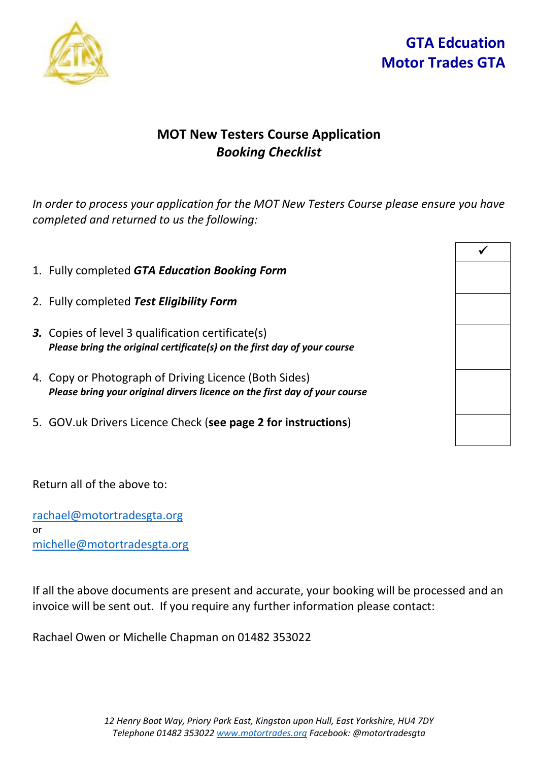**GTA Edcuation**
**Motor Trades GTA**

# MOT New Testers Course Application
## *Booking Checklist*

*In order to process your application for the MOT New Testers Course please ensure you have completed and returned to us the following:*

| | ✓ |
|---|---|
| 1. Fully completed ***GTA Education Booking Form*** | |
| 2. Fully completed ***Test Eligibility Form*** | |
| ***3.*** Copies of level 3 qualification certificate(s) ***Please bring the original certificate(s) on the first day of your course*** | |
| 4. Copy or Photograph of Driving Licence (Both Sides) ***Please bring your original dirvers licence on the first day of your course*** | |
| 5. GOV.uk Drivers Licence Check (**see page 2 for instructions**) | |

Return all of the above to:

rachael@motortradesgta.org
or
michelle@motortradesgta.org

If all the above documents are present and accurate, your booking will be processed and an invoice will be sent out. If you require any further information please contact:

Rachael Owen or Michelle Chapman on 01482 353022

*12 Henry Boot Way, Priory Park East, Kingston upon Hull, East Yorkshire, HU4 7DY*
*Telephone 01482 353022 www.motortrades.org Facebook: @motortradesgta*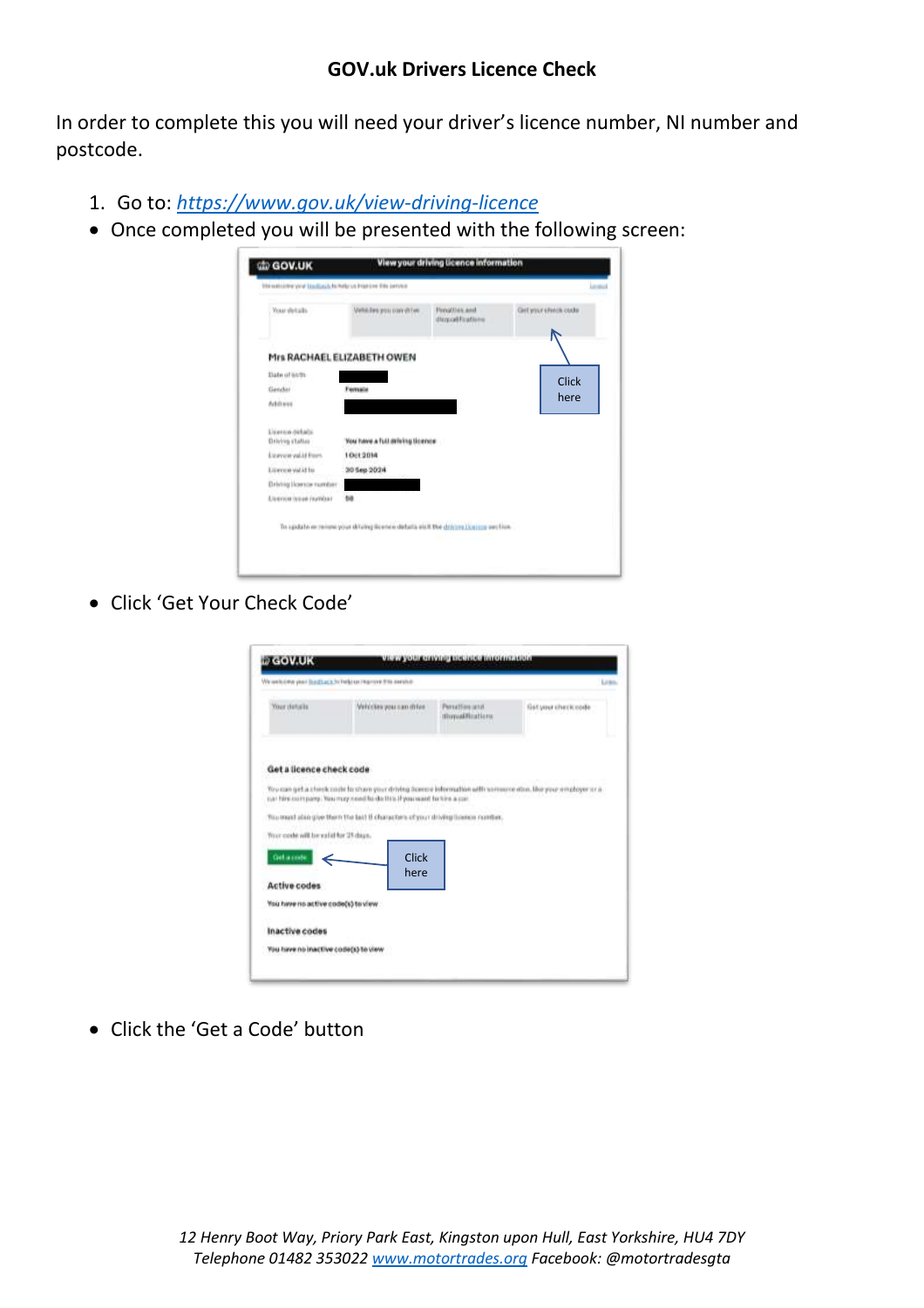**GOV.uk Drivers Licence Check**

In order to complete this you will need your driver's licence number, NI number and postcode.

1. Go to: [https://www.gov.uk/view-driving-licence](https://www.gov.uk/view-driving-licence)

- Once completed you will be presented with the following screen:

- Click 'Get Your Check Code'

- Click the 'Get a Code' button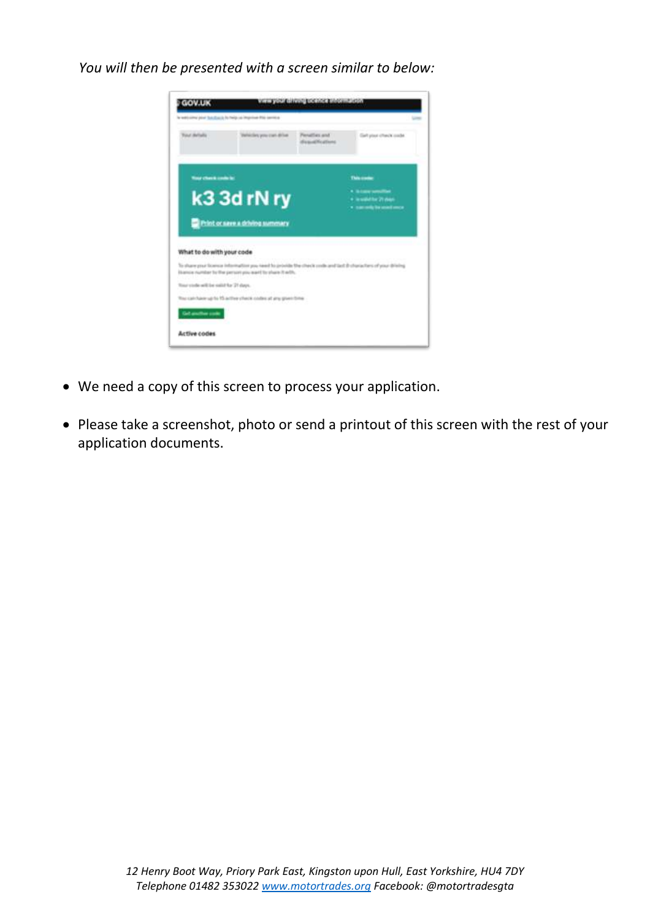*You will then be presented with a screen similar to below:*

- We need a copy of this screen to process your application.
- Please take a screenshot, photo or send a printout of this screen with the rest of your application documents.